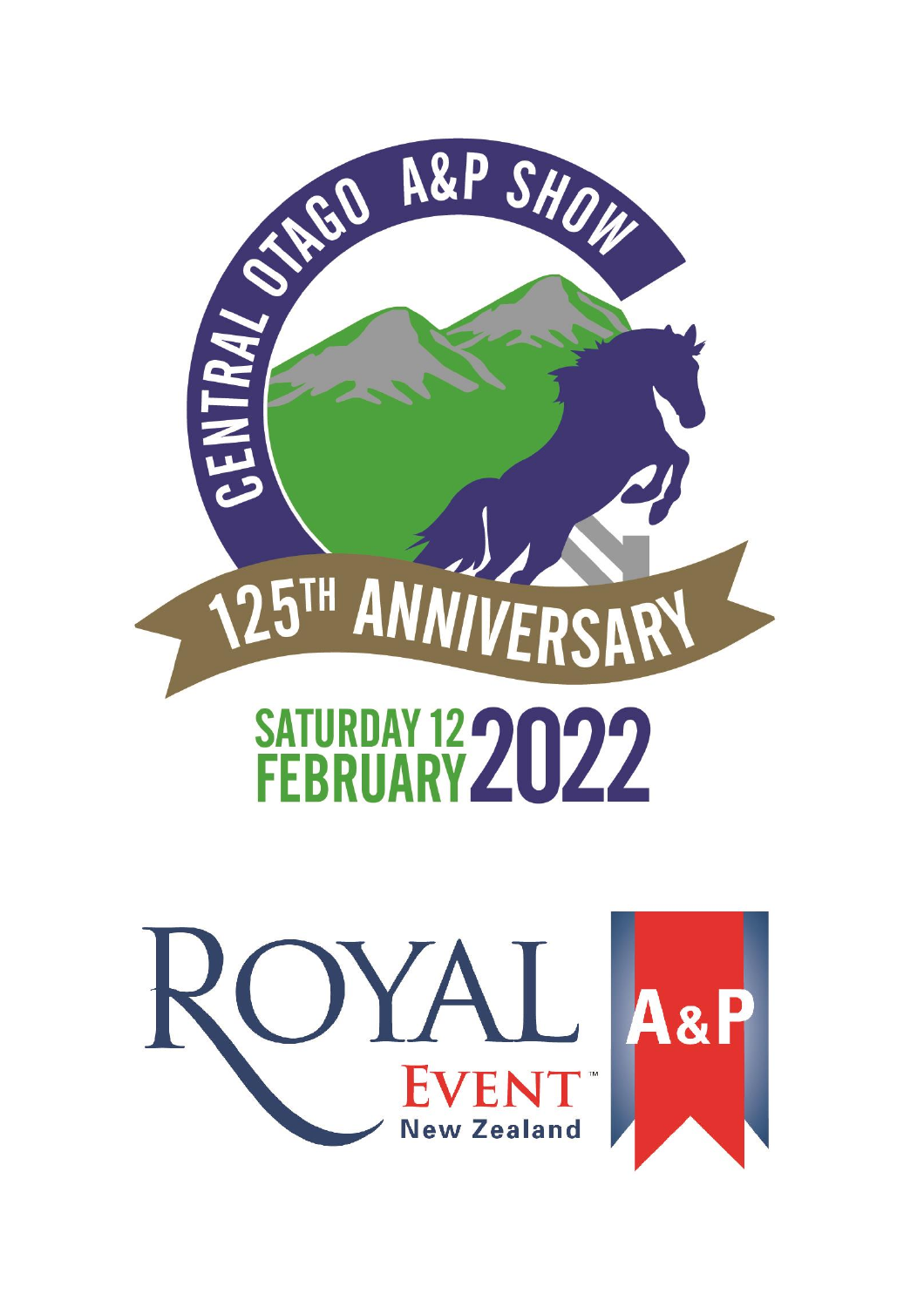# CENTRAL OTAGO A&P SHOW

## 125TH ANNIVERSARY

## SATURDAY 12 FEBRUARY 2022

ROYAL EVENT New Zealand A&P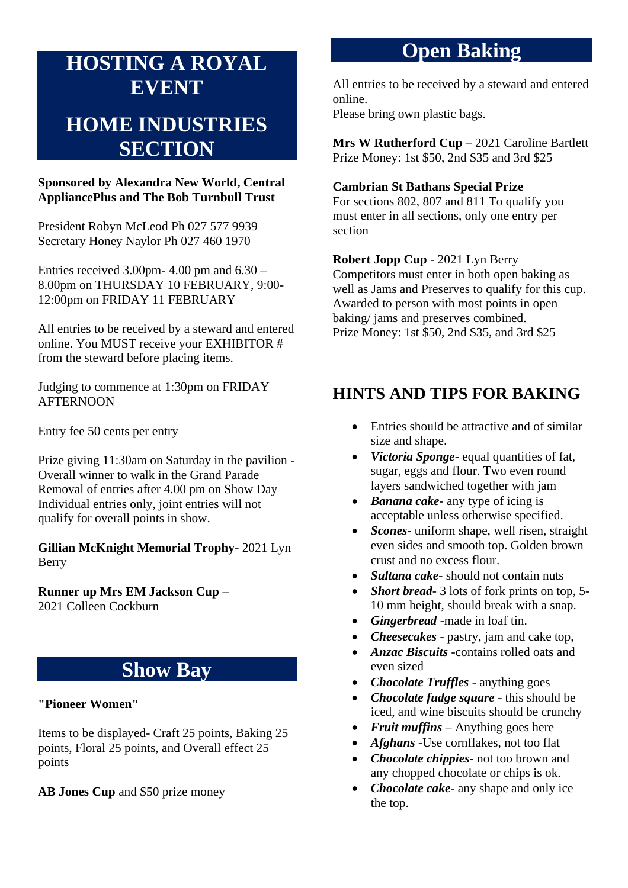# HOSTING A ROYAL EVENT

# HOME INDUSTRIES SECTION

**Sponsored by Alexandra New World, Central AppliancePlus and The Bob Turnbull Trust**

President Robyn McLeod Ph 027 577 9939
Secretary Honey Naylor Ph 027 460 1970

Entries received 3.00pm- 4.00 pm and 6.30 – 8.00pm on THURSDAY 10 FEBRUARY, 9:00-12:00pm on FRIDAY 11 FEBRUARY

All entries to be received by a steward and entered online. You MUST receive your EXHIBITOR # from the steward before placing items.

Judging to commence at 1:30pm on FRIDAY AFTERNOON

Entry fee 50 cents per entry

Prize giving 11:30am on Saturday in the pavilion - Overall winner to walk in the Grand Parade
Removal of entries after 4.00 pm on Show Day
Individual entries only, joint entries will not qualify for overall points in show.

**Gillian McKnight Memorial Trophy**- 2021 Lyn Berry

**Runner up Mrs EM Jackson Cup** – 2021 Colleen Cockburn

## Show Bay

**"Pioneer Women"**

Items to be displayed- Craft 25 points, Baking 25 points, Floral 25 points, and Overall effect 25 points

**AB Jones Cup** and $50 prize money

## Open Baking

All entries to be received by a steward and entered online.
Please bring own plastic bags.

**Mrs W Rutherford Cup** – 2021 Caroline Bartlett
Prize Money: 1st $50, 2nd $35 and 3rd $25

**Cambrian St Bathans Special Prize**
For sections 802, 807 and 811 To qualify you must enter in all sections, only one entry per section

**Robert Jopp Cup** - 2021 Lyn Berry
Competitors must enter in both open baking as well as Jams and Preserves to qualify for this cup. Awarded to person with most points in open baking/ jams and preserves combined.
Prize Money: 1st $50, 2nd $35, and 3rd $25

## HINTS AND TIPS FOR BAKING

- Entries should be attractive and of similar size and shape.
- ***Victoria Sponge***- equal quantities of fat, sugar, eggs and flour. Two even round layers sandwiched together with jam
- ***Banana cake***- any type of icing is acceptable unless otherwise specified.
- ***Scones***- uniform shape, well risen, straight even sides and smooth top. Golden brown crust and no excess flour.
- ***Sultana cake***- should not contain nuts
- ***Short bread***- 3 lots of fork prints on top, 5-10 mm height, should break with a snap.
- ***Gingerbread*** -made in loaf tin.
- ***Cheesecakes*** - pastry, jam and cake top,
- ***Anzac Biscuits*** -contains rolled oats and even sized
- ***Chocolate Truffles*** - anything goes
- ***Chocolate fudge square*** - this should be iced, and wine biscuits should be crunchy
- ***Fruit muffins*** – Anything goes here
- ***Afghans*** -Use cornflakes, not too flat
- ***Chocolate chippies***- not too brown and any chopped chocolate or chips is ok.
- ***Chocolate cake***- any shape and only ice the top.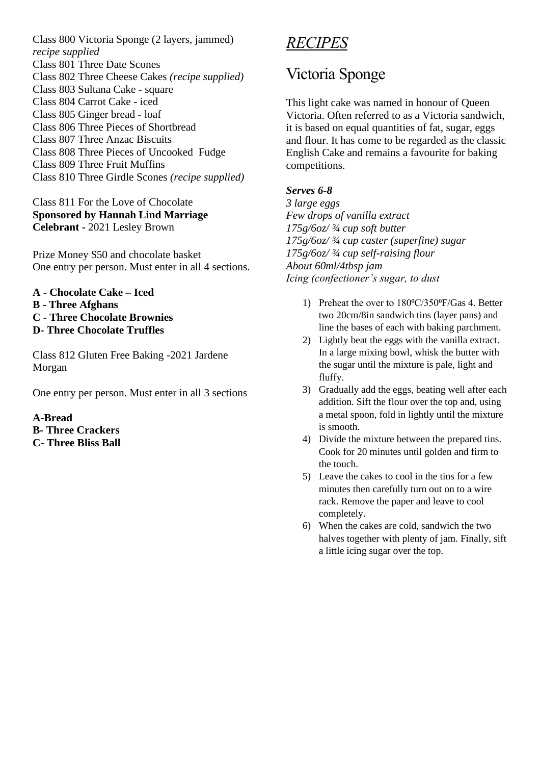Class 800 Victoria Sponge (2 layers, jammed)
*recipe supplied*
Class 801 Three Date Scones
Class 802 Three Cheese Cakes *(recipe supplied)*
Class 803 Sultana Cake - square
Class 804 Carrot Cake - iced
Class 805 Ginger bread - loaf
Class 806 Three Pieces of Shortbread
Class 807 Three Anzac Biscuits
Class 808 Three Pieces of Uncooked Fudge
Class 809 Three Fruit Muffins
Class 810 Three Girdle Scones *(recipe supplied)*

Class 811 For the Love of Chocolate
**Sponsored by Hannah Lind Marriage Celebrant** - 2021 Lesley Brown

Prize Money $50 and chocolate basket
One entry per person. Must enter in all 4 sections.

**A - Chocolate Cake – Iced**
**B - Three Afghans**
**C - Three Chocolate Brownies**
**D- Three Chocolate Truffles**

Class 812 Gluten Free Baking -2021 Jardene Morgan

One entry per person. Must enter in all 3 sections

**A-Bread**
**B- Three Crackers**
**C- Three Bliss Ball**

# *RECIPES*

## Victoria Sponge

This light cake was named in honour of Queen Victoria. Often referred to as a Victoria sandwich, it is based on equal quantities of fat, sugar, eggs and flour. It has come to be regarded as the classic English Cake and remains a favourite for baking competitions.

***Serves 6-8***
*3 large eggs*
*Few drops of vanilla extract*
*175g/6oz/ ¾ cup soft butter*
*175g/6oz/ ¾ cup caster (superfine) sugar*
*175g/6oz/ ¾ cup self-raising flour*
*About 60ml/4tbsp jam*
*Icing (confectioner's sugar, to dust*

1) Preheat the over to 180ºC/350ºF/Gas 4. Better two 20cm/8in sandwich tins (layer pans) and line the bases of each with baking parchment.
2) Lightly beat the eggs with the vanilla extract. In a large mixing bowl, whisk the butter with the sugar until the mixture is pale, light and fluffy.
3) Gradually add the eggs, beating well after each addition. Sift the flour over the top and, using a metal spoon, fold in lightly until the mixture is smooth.
4) Divide the mixture between the prepared tins. Cook for 20 minutes until golden and firm to the touch.
5) Leave the cakes to cool in the tins for a few minutes then carefully turn out on to a wire rack. Remove the paper and leave to cool completely.
6) When the cakes are cold, sandwich the two halves together with plenty of jam. Finally, sift a little icing sugar over the top.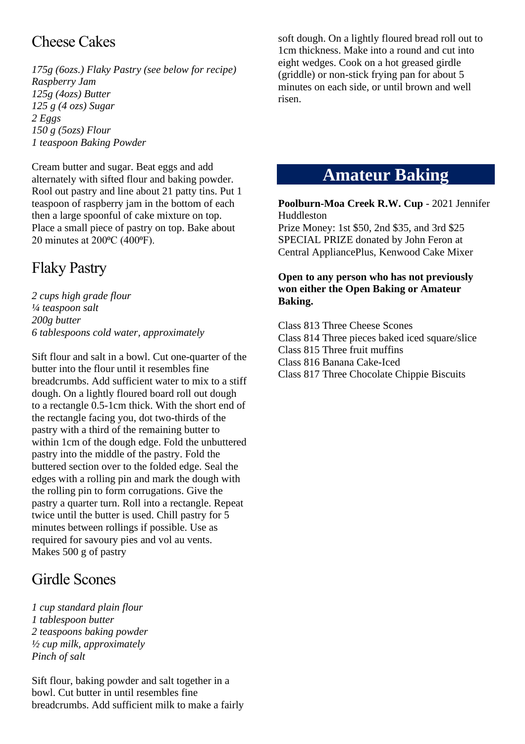## Cheese Cakes

*175g (6ozs.) Flaky Pastry (see below for recipe)*
*Raspberry Jam*
*125g (4ozs) Butter*
*125 g (4 ozs) Sugar*
*2 Eggs*
*150 g (5ozs) Flour*
*1 teaspoon Baking Powder*

Cream butter and sugar. Beat eggs and add alternately with sifted flour and baking powder. Rool out pastry and line about 21 patty tins. Put 1 teaspoon of raspberry jam in the bottom of each then a large spoonful of cake mixture on top. Place a small piece of pastry on top. Bake about 20 minutes at 200ºC (400ºF).

## Flaky Pastry

*2 cups high grade flour*
*¼ teaspoon salt*
*200g butter*
*6 tablespoons cold water, approximately*

Sift flour and salt in a bowl. Cut one-quarter of the butter into the flour until it resembles fine breadcrumbs. Add sufficient water to mix to a stiff dough. On a lightly floured board roll out dough to a rectangle 0.5-1cm thick. With the short end of the rectangle facing you, dot two-thirds of the pastry with a third of the remaining butter to within 1cm of the dough edge. Fold the unbuttered pastry into the middle of the pastry. Fold the buttered section over to the folded edge. Seal the edges with a rolling pin and mark the dough with the rolling pin to form corrugations. Give the pastry a quarter turn. Roll into a rectangle. Repeat twice until the butter is used. Chill pastry for 5 minutes between rollings if possible. Use as required for savoury pies and vol au vents. Makes 500 g of pastry

## Girdle Scones

*1 cup standard plain flour*
*1 tablespoon butter*
*2 teaspoons baking powder*
*½ cup milk, approximately*
*Pinch of salt*

Sift flour, baking powder and salt together in a bowl. Cut butter in until resembles fine breadcrumbs. Add sufficient milk to make a fairly soft dough. On a lightly floured bread roll out to 1cm thickness. Make into a round and cut into eight wedges. Cook on a hot greased girdle (griddle) or non-stick frying pan for about 5 minutes on each side, or until brown and well risen.

# Amateur Baking

**Poolburn-Moa Creek R.W. Cup** - 2021 Jennifer Huddleston
Prize Money: 1st $50, 2nd $35, and 3rd $25
SPECIAL PRIZE donated by John Feron at Central AppliancePlus, Kenwood Cake Mixer

**Open to any person who has not previously won either the Open Baking or Amateur Baking.**

Class 813 Three Cheese Scones
Class 814 Three pieces baked iced square/slice
Class 815 Three fruit muffins
Class 816 Banana Cake-Iced
Class 817 Three Chocolate Chippie Biscuits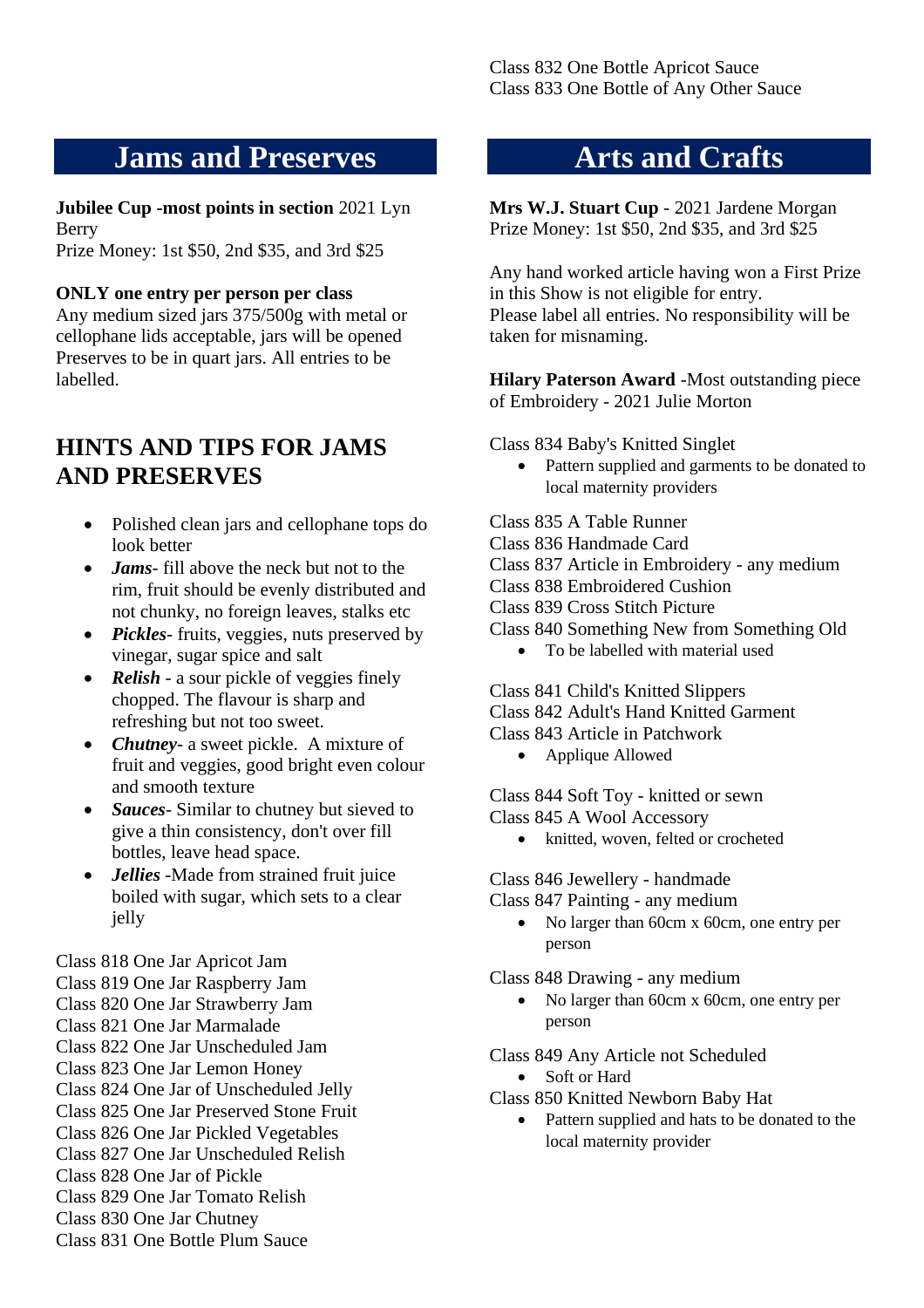Class 832 One Bottle Apricot Sauce
Class 833 One Bottle of Any Other Sauce

## Jams and Preserves

**Jubilee Cup -most points in section** 2021 Lyn Berry
Prize Money: 1st $50, 2nd $35, and 3rd $25

**ONLY one entry per person per class**
Any medium sized jars 375/500g with metal or cellophane lids acceptable, jars will be opened Preserves to be in quart jars. All entries to be labelled.

### HINTS AND TIPS FOR JAMS AND PRESERVES

- Polished clean jars and cellophane tops do look better
- ***Jams***- fill above the neck but not to the rim, fruit should be evenly distributed and not chunky, no foreign leaves, stalks etc
- ***Pickles***- fruits, veggies, nuts preserved by vinegar, sugar spice and salt
- ***Relish*** - a sour pickle of veggies finely chopped. The flavour is sharp and refreshing but not too sweet.
- ***Chutney***- a sweet pickle. A mixture of fruit and veggies, good bright even colour and smooth texture
- ***Sauces***- Similar to chutney but sieved to give a thin consistency, don't over fill bottles, leave head space.
- ***Jellies*** -Made from strained fruit juice boiled with sugar, which sets to a clear jelly

Class 818 One Jar Apricot Jam
Class 819 One Jar Raspberry Jam
Class 820 One Jar Strawberry Jam
Class 821 One Jar Marmalade
Class 822 One Jar Unscheduled Jam
Class 823 One Jar Lemon Honey
Class 824 One Jar of Unscheduled Jelly
Class 825 One Jar Preserved Stone Fruit
Class 826 One Jar Pickled Vegetables
Class 827 One Jar Unscheduled Relish
Class 828 One Jar of Pickle
Class 829 One Jar Tomato Relish
Class 830 One Jar Chutney
Class 831 One Bottle Plum Sauce

## Arts and Crafts

**Mrs W.J. Stuart Cup** - 2021 Jardene Morgan
Prize Money: 1st $50, 2nd $35, and 3rd $25

Any hand worked article having won a First Prize in this Show is not eligible for entry.
Please label all entries. No responsibility will be taken for misnaming.

**Hilary Paterson Award** -Most outstanding piece of Embroidery - 2021 Julie Morton

Class 834 Baby's Knitted Singlet
- Pattern supplied and garments to be donated to local maternity providers

Class 835 A Table Runner
Class 836 Handmade Card
Class 837 Article in Embroidery - any medium
Class 838 Embroidered Cushion
Class 839 Cross Stitch Picture
Class 840 Something New from Something Old
- To be labelled with material used

Class 841 Child's Knitted Slippers
Class 842 Adult's Hand Knitted Garment
Class 843 Article in Patchwork
- Applique Allowed

Class 844 Soft Toy - knitted or sewn
Class 845 A Wool Accessory
- knitted, woven, felted or crocheted

Class 846 Jewellery - handmade
Class 847 Painting - any medium
- No larger than 60cm x 60cm, one entry per person

Class 848 Drawing - any medium
- No larger than 60cm x 60cm, one entry per person

Class 849 Any Article not Scheduled
- Soft or Hard

Class 850 Knitted Newborn Baby Hat
- Pattern supplied and hats to be donated to the local maternity provider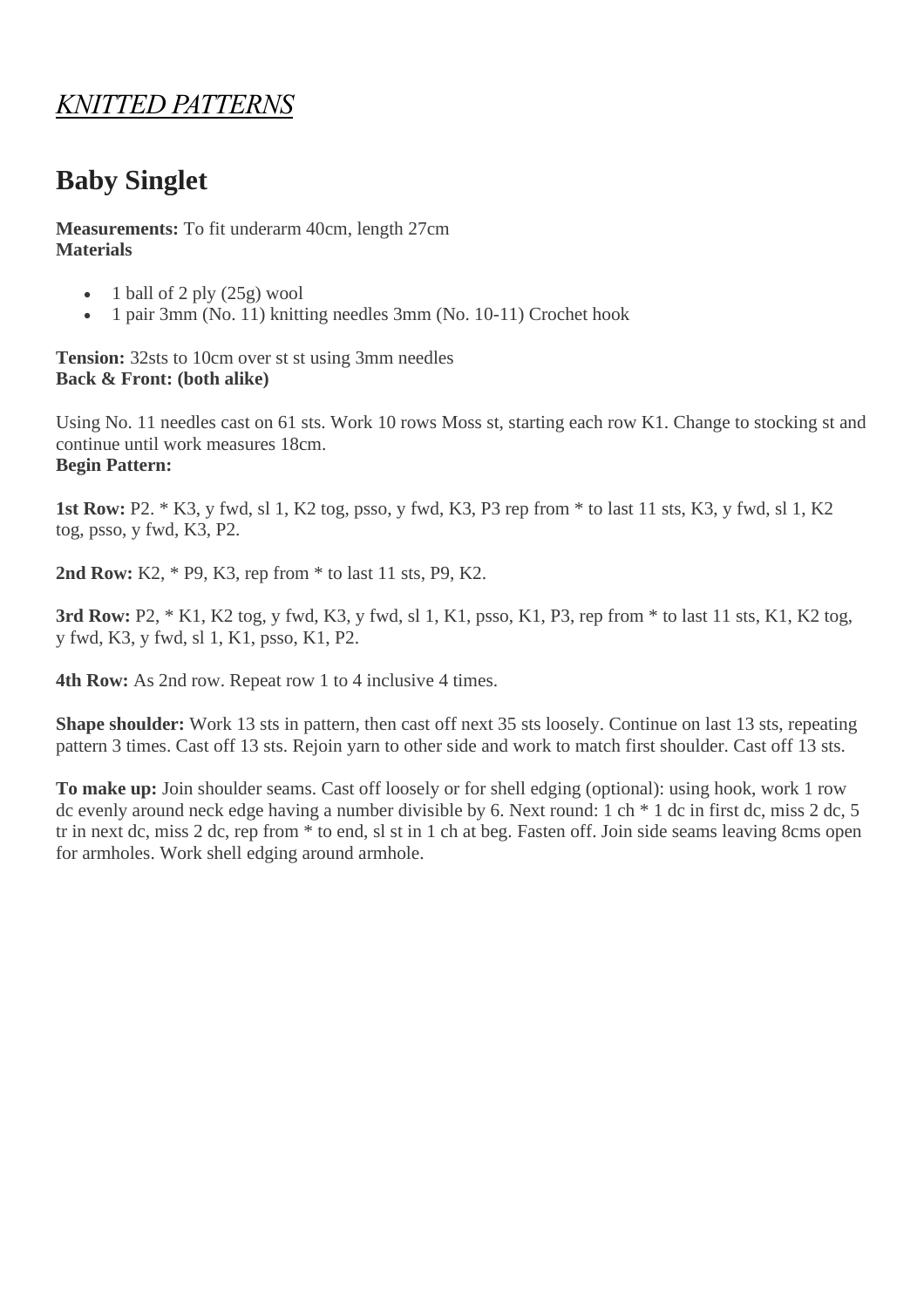## *KNITTED PATTERNS*

# Baby Singlet

**Measurements:** To fit underarm 40cm, length 27cm
**Materials**

- 1 ball of 2 ply (25g) wool
- 1 pair 3mm (No. 11) knitting needles 3mm (No. 10-11) Crochet hook

**Tension:** 32sts to 10cm over st st using 3mm needles
**Back & Front: (both alike)**

Using No. 11 needles cast on 61 sts. Work 10 rows Moss st, starting each row K1. Change to stocking st and continue until work measures 18cm.
**Begin Pattern:**

**1st Row:** P2. * K3, y fwd, sl 1, K2 tog, psso, y fwd, K3, P3 rep from * to last 11 sts, K3, y fwd, sl 1, K2 tog, psso, y fwd, K3, P2.

**2nd Row:** K2, * P9, K3, rep from * to last 11 sts, P9, K2.

**3rd Row:** P2, * K1, K2 tog, y fwd, K3, y fwd, sl 1, K1, psso, K1, P3, rep from * to last 11 sts, K1, K2 tog, y fwd, K3, y fwd, sl 1, K1, psso, K1, P2.

**4th Row:** As 2nd row. Repeat row 1 to 4 inclusive 4 times.

**Shape shoulder:** Work 13 sts in pattern, then cast off next 35 sts loosely. Continue on last 13 sts, repeating pattern 3 times. Cast off 13 sts. Rejoin yarn to other side and work to match first shoulder. Cast off 13 sts.

**To make up:** Join shoulder seams. Cast off loosely or for shell edging (optional): using hook, work 1 row dc evenly around neck edge having a number divisible by 6. Next round: 1 ch * 1 dc in first dc, miss 2 dc, 5 tr in next dc, miss 2 dc, rep from * to end, sl st in 1 ch at beg. Fasten off. Join side seams leaving 8cms open for armholes. Work shell edging around armhole.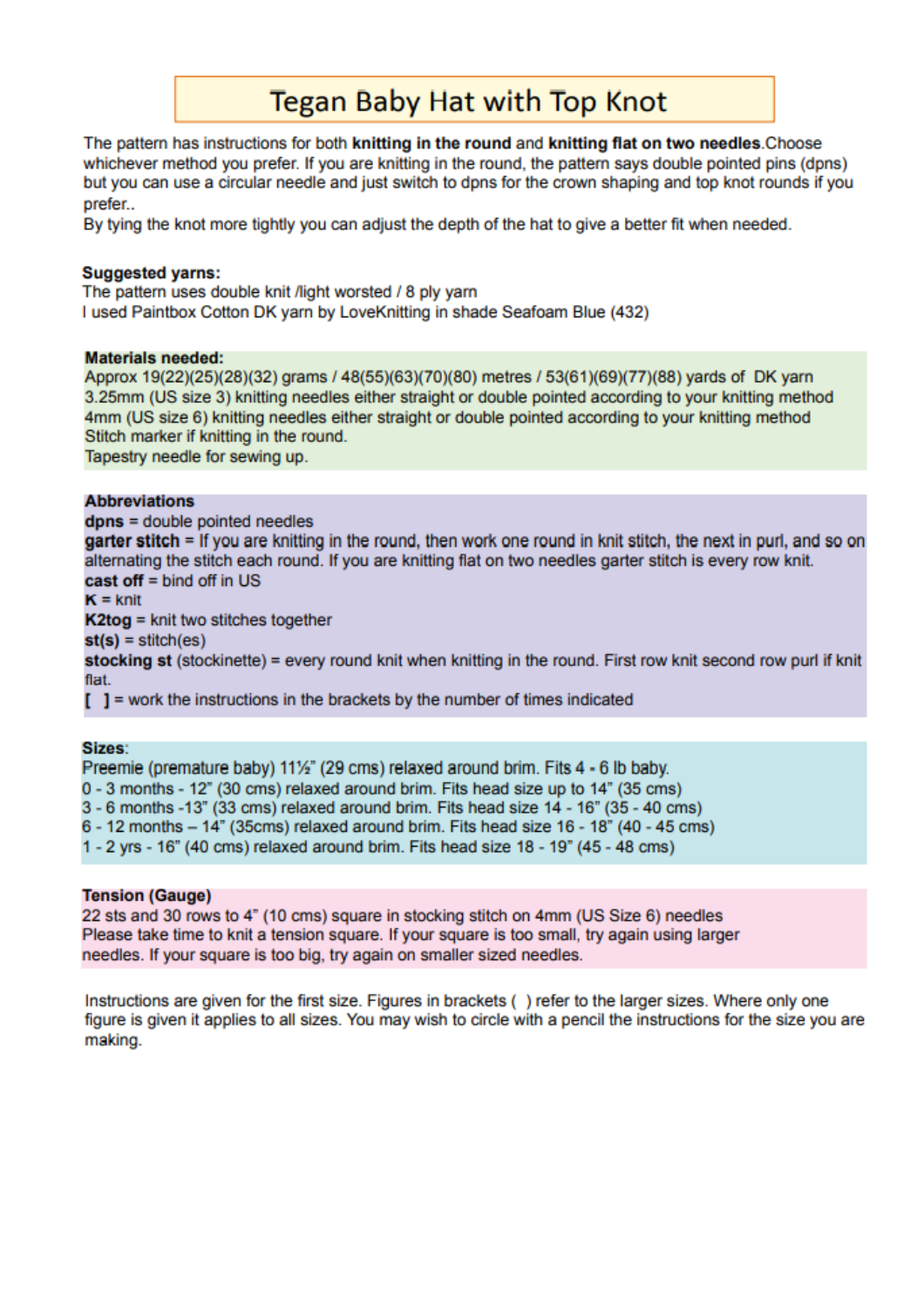# Tegan Baby Hat with Top Knot

The pattern has instructions for both **knitting in the round** and **knitting flat on two needles**.Choose whichever method you prefer. If you are knitting in the round, the pattern says double pointed pins (dpns) but you can use a circular needle and just switch to dpns for the crown shaping and top knot rounds if you prefer..
By tying the knot more tightly you can adjust the depth of the hat to give a better fit when needed.

**Suggested yarns:**
The pattern uses double knit /light worsted / 8 ply yarn
I used Paintbox Cotton DK yarn by LoveKnitting in shade Seafoam Blue (432)

**Materials needed:**
Approx 19(22)(25)(28)(32) grams / 48(55)(63)(70)(80) metres / 53(61)(69)(77)(88) yards of DK yarn
3.25mm (US size 3) knitting needles either straight or double pointed according to your knitting method
4mm (US size 6) knitting needles either straight or double pointed according to your knitting method
Stitch marker if knitting in the round.
Tapestry needle for sewing up.

**Abbreviations**
**dpns** = double pointed needles
**garter stitch** = If you are knitting in the round, then work one round in knit stitch, the next in purl, and so on alternating the stitch each round. If you are knitting flat on two needles garter stitch is every row knit.
**cast off** = bind off in US
**K** = knit
**K2tog** = knit two stitches together
**st(s)** = stitch(es)
**stocking st** (stockinette) = every round knit when knitting in the round. First row knit second row purl if knit flat.
**[ ]** = work the instructions in the brackets by the number of times indicated

**Sizes**:
Preemie (premature baby) 11½" (29 cms) relaxed around brim. Fits 4 - 6 lb baby.
0 - 3 months - 12" (30 cms) relaxed around brim. Fits head size up to 14" (35 cms)
3 - 6 months -13" (33 cms) relaxed around brim. Fits head size 14 - 16" (35 - 40 cms)
6 - 12 months – 14" (35cms) relaxed around brim. Fits head size 16 - 18" (40 - 45 cms)
1 - 2 yrs - 16" (40 cms) relaxed around brim. Fits head size 18 - 19" (45 - 48 cms)

**Tension (Gauge)**
22 sts and 30 rows to 4" (10 cms) square in stocking stitch on 4mm (US Size 6) needles
Please take time to knit a tension square. If your square is too small, try again using larger needles. If your square is too big, try again on smaller sized needles.

Instructions are given for the first size. Figures in brackets ( ) refer to the larger sizes. Where only one figure is given it applies to all sizes. You may wish to circle with a pencil the instructions for the size you are making.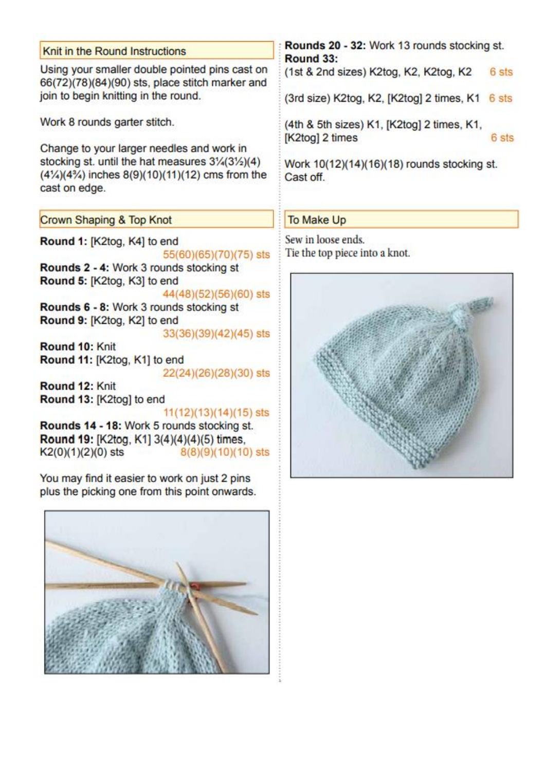## Knit in the Round Instructions

Using your smaller double pointed pins cast on 66(72)(78)(84)(90) sts, place stitch marker and join to begin knitting in the round.

Work 8 rounds garter stitch.

Change to your larger needles and work in stocking st. until the hat measures 3¼(3½)(4)(4¼)(4¾) inches 8(9)(10)(11)(12) cms from the cast on edge.

## Crown Shaping & Top Knot

**Round 1:** [K2tog, K4] to end 55(60)(65)(70)(75) sts

**Rounds 2 - 4:** Work 3 rounds stocking st

**Round 5:** [K2tog, K3] to end 44(48)(52)(56)(60) sts

**Rounds 6 - 8:** Work 3 rounds stocking st

**Round 9:** [K2tog, K2] to end 33(36)(39)(42)(45) sts

**Round 10:** Knit

**Round 11:** [K2tog, K1] to end 22(24)(26)(28)(30) sts

**Round 12:** Knit

**Round 13:** [K2tog] to end 11(12)(13)(14)(15) sts

**Rounds 14 - 18:** Work 5 rounds stocking st.

**Round 19:** [K2tog, K1] 3(4)(4)(4)(5) times, K2(0)(1)(2)(0) sts 8(8)(9)(10)(10) sts

You may find it easier to work on just 2 pins plus the picking one from this point onwards.

**Rounds 20 - 32:** Work 13 rounds stocking st.

**Round 33:**

(1st & 2nd sizes) K2tog, K2, K2tog, K2 6 sts

(3rd size) K2tog, K2, [K2tog] 2 times, K1 6 sts

(4th & 5th sizes) K1, [K2tog] 2 times, K1, [K2tog] 2 times 6 sts

Work 10(12)(14)(16)(18) rounds stocking st. Cast off.

## To Make Up

Sew in loose ends.
Tie the top piece into a knot.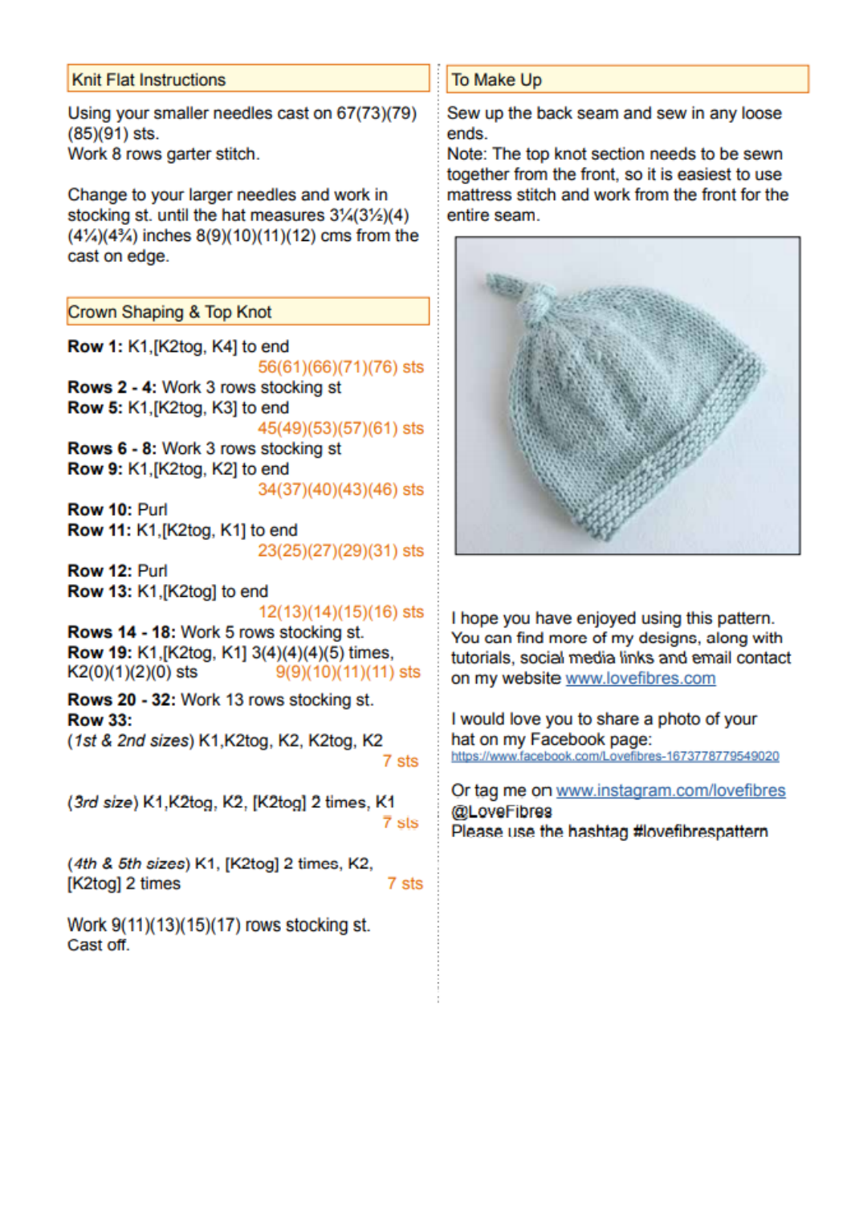## Knit Flat Instructions

Using your smaller needles cast on 67(73)(79)(85)(91) sts.
Work 8 rows garter stitch.

Change to your larger needles and work in stocking st. until the hat measures 3¼(3½)(4)(4¼)(4¾) inches 8(9)(10)(11)(12) cms from the cast on edge.

## Crown Shaping & Top Knot

**Row 1:** K1,[K2tog, K4] to end
56(61)(66)(71)(76) sts
**Rows 2 - 4:** Work 3 rows stocking st
**Row 5:** K1,[K2tog, K3] to end
45(49)(53)(57)(61) sts
**Rows 6 - 8:** Work 3 rows stocking st
**Row 9:** K1,[K2tog, K2] to end
34(37)(40)(43)(46) sts
**Row 10:** Purl
**Row 11:** K1,[K2tog, K1] to end
23(25)(27)(29)(31) sts
**Row 12:** Purl
**Row 13:** K1,[K2tog] to end
12(13)(14)(15)(16) sts
**Rows 14 - 18:** Work 5 rows stocking st.
**Row 19:** K1,[K2tog, K1] 3(4)(4)(4)(5) times, K2(0)(1)(2)(0) sts
9(9)(10)(11)(11) sts
**Rows 20 - 32:** Work 13 rows stocking st.
**Row 33:**
(*1st & 2nd sizes*) K1,K2tog, K2, K2tog, K2
7 sts

(*3rd size*) K1,K2tog, K2, [K2tog] 2 times, K1
7 sts

(*4th & 5th sizes*) K1, [K2tog] 2 times, K2, [K2tog] 2 times
7 sts

Work 9(11)(13)(15)(17) rows stocking st.
Cast off.

## To Make Up

Sew up the back seam and sew in any loose ends.
Note: The top knot section needs to be sewn together from the front, so it is easiest to use mattress stitch and work from the front for the entire seam.

I hope you have enjoyed using this pattern. You can find more of my designs, along with tutorials, social media links and email contact on my website www.lovefibres.com

I would love you to share a photo of your hat on my Facebook page:
https://www.facebook.com/Lovefibres-1673778779549020

Or tag me on www.instagram.com/lovefibres
@LoveFibres
Please use the hashtag #lovefibrespattern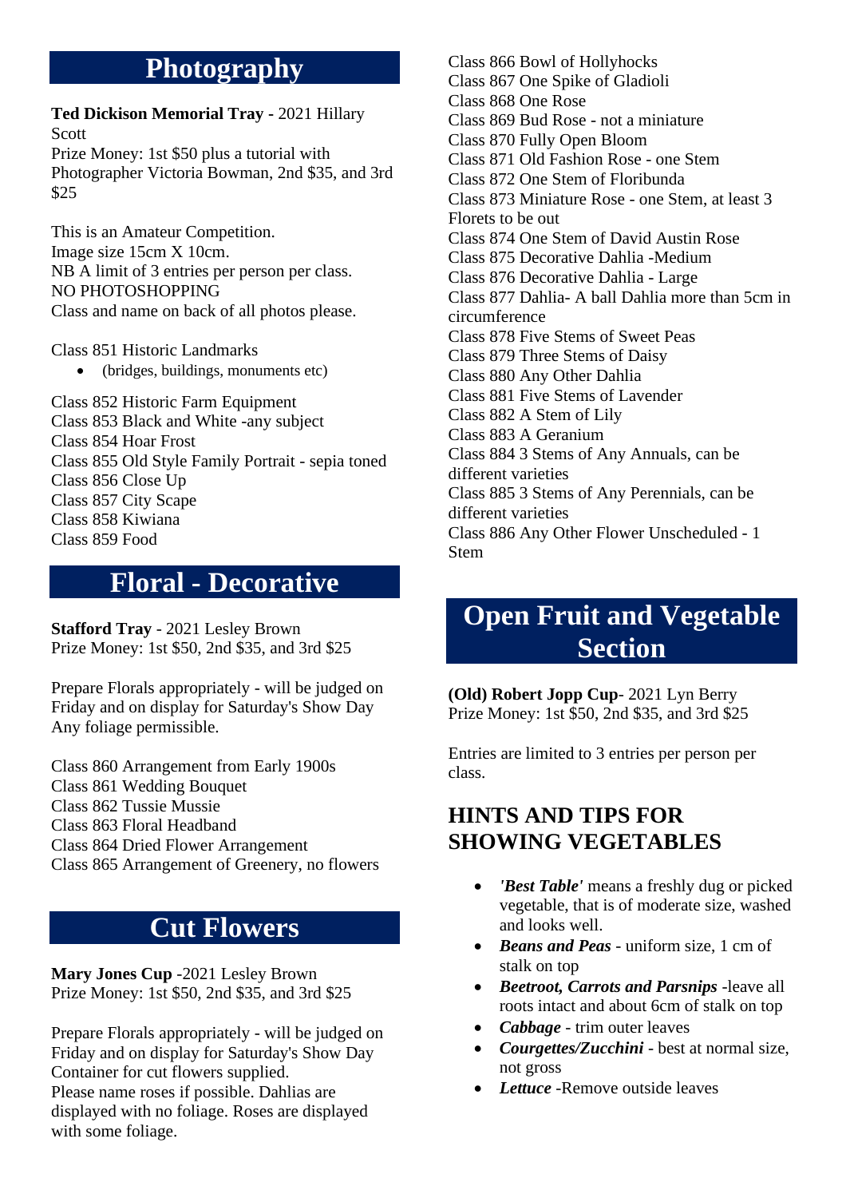## Photography

**Ted Dickison Memorial Tray -** 2021 Hillary Scott
Prize Money: 1st $50 plus a tutorial with Photographer Victoria Bowman, 2nd $35, and 3rd $25

This is an Amateur Competition.
Image size 15cm X 10cm.
NB A limit of 3 entries per person per class.
NO PHOTOSHOPPING
Class and name on back of all photos please.

Class 851 Historic Landmarks

- (bridges, buildings, monuments etc)

Class 852 Historic Farm Equipment
Class 853 Black and White -any subject
Class 854 Hoar Frost
Class 855 Old Style Family Portrait - sepia toned
Class 856 Close Up
Class 857 City Scape
Class 858 Kiwiana
Class 859 Food

## Floral - Decorative

**Stafford Tray** - 2021 Lesley Brown
Prize Money: 1st $50, 2nd $35, and 3rd $25

Prepare Florals appropriately - will be judged on Friday and on display for Saturday's Show Day
Any foliage permissible.

Class 860 Arrangement from Early 1900s
Class 861 Wedding Bouquet
Class 862 Tussie Mussie
Class 863 Floral Headband
Class 864 Dried Flower Arrangement
Class 865 Arrangement of Greenery, no flowers

## Cut Flowers

**Mary Jones Cup** -2021 Lesley Brown
Prize Money: 1st $50, 2nd $35, and 3rd $25

Prepare Florals appropriately - will be judged on Friday and on display for Saturday's Show Day
Container for cut flowers supplied.
Please name roses if possible. Dahlias are displayed with no foliage. Roses are displayed with some foliage.

Class 866 Bowl of Hollyhocks
Class 867 One Spike of Gladioli
Class 868 One Rose
Class 869 Bud Rose - not a miniature
Class 870 Fully Open Bloom
Class 871 Old Fashion Rose - one Stem
Class 872 One Stem of Floribunda
Class 873 Miniature Rose - one Stem, at least 3 Florets to be out
Class 874 One Stem of David Austin Rose
Class 875 Decorative Dahlia -Medium
Class 876 Decorative Dahlia - Large
Class 877 Dahlia- A ball Dahlia more than 5cm in circumference
Class 878 Five Stems of Sweet Peas
Class 879 Three Stems of Daisy
Class 880 Any Other Dahlia
Class 881 Five Stems of Lavender
Class 882 A Stem of Lily
Class 883 A Geranium
Class 884 3 Stems of Any Annuals, can be different varieties
Class 885 3 Stems of Any Perennials, can be different varieties
Class 886 Any Other Flower Unscheduled - 1 Stem

## Open Fruit and Vegetable Section

**(Old) Robert Jopp Cup**- 2021 Lyn Berry
Prize Money: 1st $50, 2nd $35, and 3rd $25

Entries are limited to 3 entries per person per class.

### HINTS AND TIPS FOR SHOWING VEGETABLES

- ***'Best Table'*** means a freshly dug or picked vegetable, that is of moderate size, washed and looks well.
- ***Beans and Peas*** - uniform size, 1 cm of stalk on top
- ***Beetroot, Carrots and Parsnips*** -leave all roots intact and about 6cm of stalk on top
- ***Cabbage*** - trim outer leaves
- ***Courgettes/Zucchini*** - best at normal size, not gross
- ***Lettuce*** -Remove outside leaves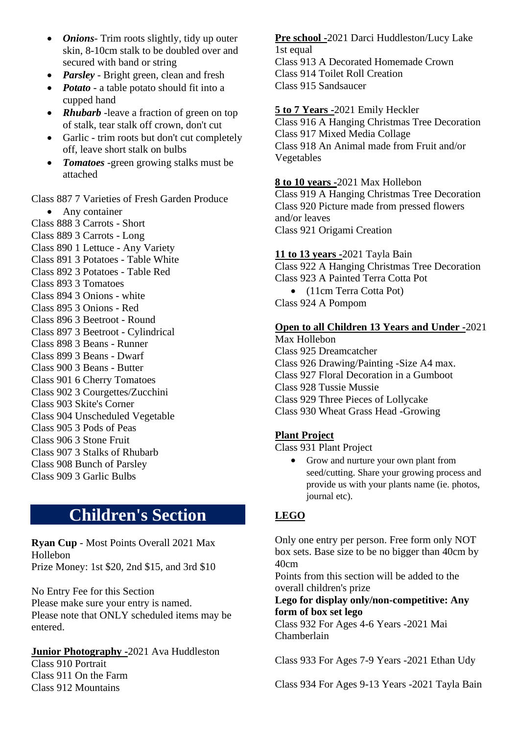- ***Onions***- Trim roots slightly, tidy up outer skin, 8-10cm stalk to be doubled over and secured with band or string
- ***Parsley*** - Bright green, clean and fresh
- ***Potato*** - a table potato should fit into a cupped hand
- ***Rhubarb*** -leave a fraction of green on top of stalk, tear stalk off crown, don't cut
- Garlic - trim roots but don't cut completely off, leave short stalk on bulbs
- ***Tomatoes*** -green growing stalks must be attached

Class 887 7 Varieties of Fresh Garden Produce

- Any container

Class 888 3 Carrots - Short
Class 889 3 Carrots - Long
Class 890 1 Lettuce - Any Variety
Class 891 3 Potatoes - Table White
Class 892 3 Potatoes - Table Red
Class 893 3 Tomatoes
Class 894 3 Onions - white
Class 895 3 Onions - Red
Class 896 3 Beetroot - Round
Class 897 3 Beetroot - Cylindrical
Class 898 3 Beans - Runner
Class 899 3 Beans - Dwarf
Class 900 3 Beans - Butter
Class 901 6 Cherry Tomatoes
Class 902 3 Courgettes/Zucchini
Class 903 Skite's Corner
Class 904 Unscheduled Vegetable
Class 905 3 Pods of Peas
Class 906 3 Stone Fruit
Class 907 3 Stalks of Rhubarb
Class 908 Bunch of Parsley
Class 909 3 Garlic Bulbs

# Children's Section

**Ryan Cup** - Most Points Overall 2021 Max Hollebon
Prize Money: 1st $20, 2nd $15, and 3rd $10

No Entry Fee for this Section
Please make sure your entry is named.
Please note that ONLY scheduled items may be entered.

**Junior Photography -**2021 Ava Huddleston
Class 910 Portrait
Class 911 On the Farm
Class 912 Mountains

**Pre school -**2021 Darci Huddleston/Lucy Lake 1st equal
Class 913 A Decorated Homemade Crown
Class 914 Toilet Roll Creation
Class 915 Sandsaucer

**5 to 7 Years -**2021 Emily Heckler
Class 916 A Hanging Christmas Tree Decoration
Class 917 Mixed Media Collage
Class 918 An Animal made from Fruit and/or Vegetables

**8 to 10 years -**2021 Max Hollebon
Class 919 A Hanging Christmas Tree Decoration
Class 920 Picture made from pressed flowers and/or leaves
Class 921 Origami Creation

**11 to 13 years -**2021 Tayla Bain
Class 922 A Hanging Christmas Tree Decoration
Class 923 A Painted Terra Cotta Pot

- (11cm Terra Cotta Pot)

Class 924 A Pompom

**Open to all Children 13 Years and Under -**2021 Max Hollebon
Class 925 Dreamcatcher
Class 926 Drawing/Painting -Size A4 max.
Class 927 Floral Decoration in a Gumboot
Class 928 Tussie Mussie
Class 929 Three Pieces of Lollycake
Class 930 Wheat Grass Head -Growing

**Plant Project**
Class 931 Plant Project

- Grow and nurture your own plant from seed/cutting. Share your growing process and provide us with your plants name (ie. photos, journal etc).

**LEGO**

Only one entry per person. Free form only NOT box sets. Base size to be no bigger than 40cm by 40cm
Points from this section will be added to the overall children's prize
**Lego for display only/non-competitive: Any form of box set lego**
Class 932 For Ages 4-6 Years -2021 Mai Chamberlain

Class 933 For Ages 7-9 Years -2021 Ethan Udy

Class 934 For Ages 9-13 Years -2021 Tayla Bain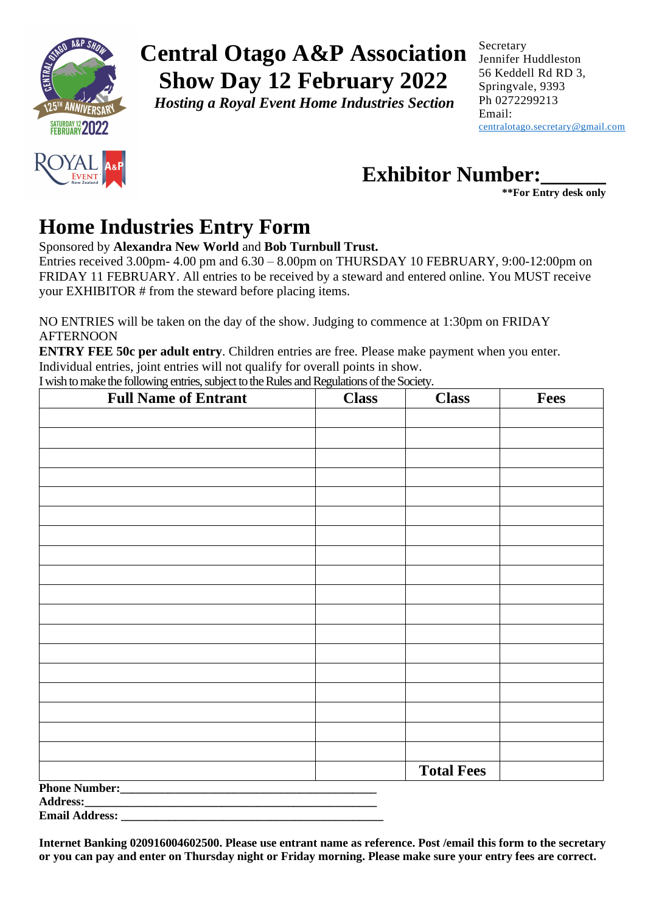# Central Otago A&P Association Show Day 12 February 2022

***Hosting a Royal Event Home Industries Section***

Secretary
Jennifer Huddleston
56 Keddell Rd RD 3,
Springvale, 9393
Ph 0272299213
Email:
centralotago.secretary@gmail.com

**Exhibitor Number:\_\_\_\_\_\_**

**\*\*For Entry desk only**

# Home Industries Entry Form

Sponsored by **Alexandra New World** and **Bob Turnbull Trust.**
Entries received 3.00pm- 4.00 pm and 6.30 – 8.00pm on THURSDAY 10 FEBRUARY, 9:00-12:00pm on FRIDAY 11 FEBRUARY. All entries to be received by a steward and entered online. You MUST receive your EXHIBITOR # from the steward before placing items.

NO ENTRIES will be taken on the day of the show. Judging to commence at 1:30pm on FRIDAY AFTERNOON
**ENTRY FEE 50c per adult entry**. Children entries are free. Please make payment when you enter.
Individual entries, joint entries will not qualify for overall points in show.
I wish to make the following entries, subject to the Rules and Regulations of the Society.

| Full Name of Entrant | Class | Class | Fees |
|---|---|---|---|
| | | | |
| | | | |
| | | | |
| | | | |
| | | | |
| | | | |
| | | | |
| | | | |
| | | | |
| | | | |
| | | | |
| | | | |
| | | | |
| | | | |
| | | | |
| | | | |
| | | | |
| | | | |
| | | **Total Fees** | |

**Phone Number:\_\_\_\_\_\_\_\_\_\_\_\_\_\_\_\_\_\_\_\_\_\_\_\_\_\_\_\_\_\_\_\_\_\_\_\_\_\_\_\_\_\_\_\_**
**Address:\_\_\_\_\_\_\_\_\_\_\_\_\_\_\_\_\_\_\_\_\_\_\_\_\_\_\_\_\_\_\_\_\_\_\_\_\_\_\_\_\_\_\_\_\_\_\_\_\_\_**
**Email Address: \_\_\_\_\_\_\_\_\_\_\_\_\_\_\_\_\_\_\_\_\_\_\_\_\_\_\_\_\_\_\_\_\_\_\_\_\_\_\_\_\_\_\_\_\_\_**

**Internet Banking 020916004602500. Please use entrant name as reference. Post /email this form to the secretary or you can pay and enter on Thursday night or Friday morning. Please make sure your entry fees are correct.**